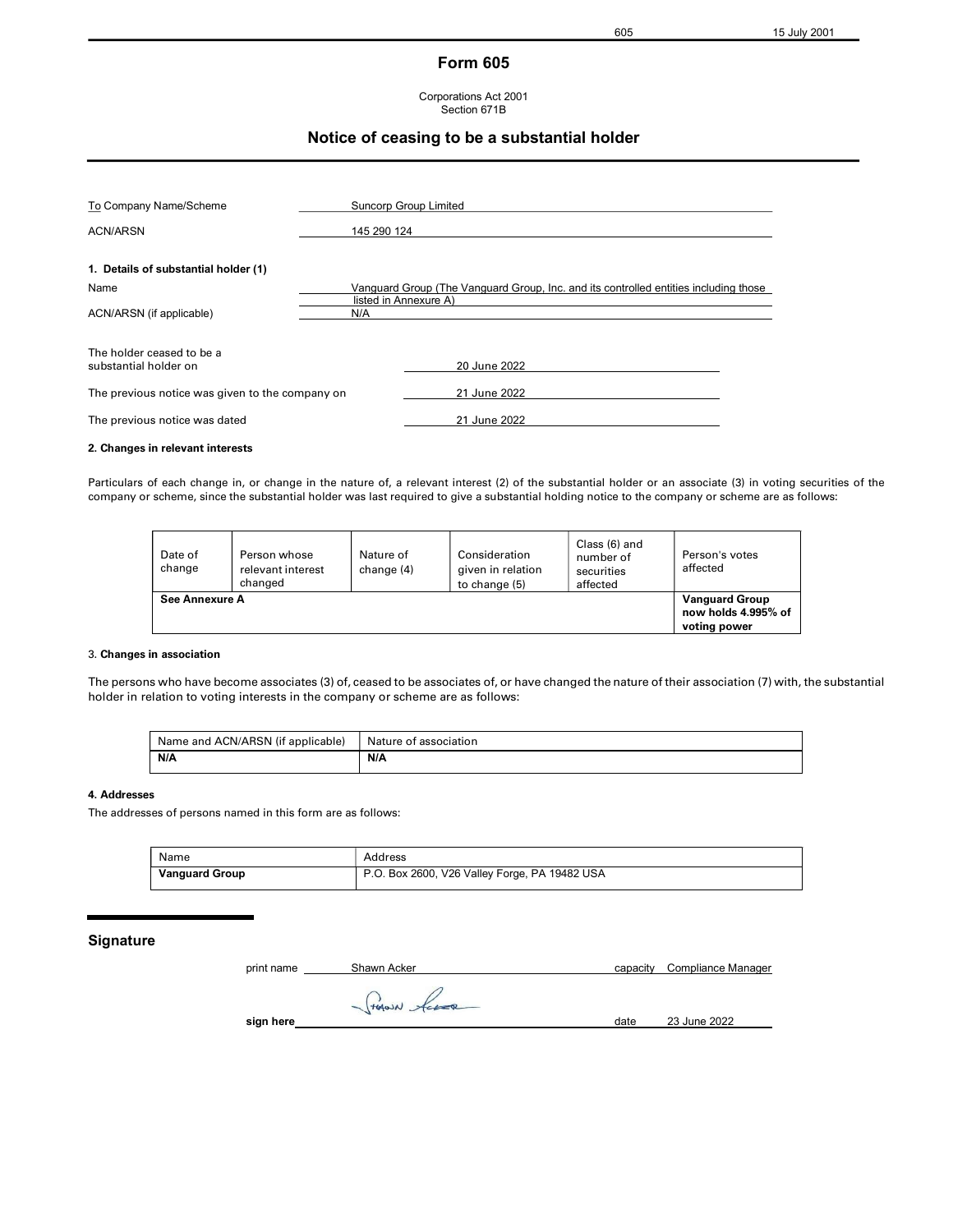# Form 605

Corporations Act 2001
Section 671B

## Notice of ceasing to be a substantial holder

| | |
|---|---|
| To Company Name/Scheme | Suncorp Group Limited |
| ACN/ARSN | 145 290 124 |

### 1. Details of substantial holder (1)

| | |
|---|---|
| Name | Vanguard Group (The Vanguard Group, Inc. and its controlled entities including those listed in Annexure A) |
| ACN/ARSN (if applicable) | N/A |

| | |
|---|---|
| The holder ceased to be a substantial holder on | 20 June 2022 |
| The previous notice was given to the company on | 21 June 2022 |
| The previous notice was dated | 21 June 2022 |

### 2. Changes in relevant interests

Particulars of each change in, or change in the nature of, a relevant interest (2) of the substantial holder or an associate (3) in voting securities of the company or scheme, since the substantial holder was last required to give a substantial holding notice to the company or scheme are as follows:

| Date of change | Person whose relevant interest changed | Nature of change (4) | Consideration given in relation to change (5) | Class (6) and number of securities affected | Person's votes affected |
|---|---|---|---|---|---|
| **See Annexure A** | | | | | **Vanguard Group now holds 4.995% of voting power** |

### 3. Changes in association

The persons who have become associates (3) of, ceased to be associates of, or have changed the nature of their association (7) with, the substantial holder in relation to voting interests in the company or scheme are as follows:

| Name and ACN/ARSN (if applicable) | Nature of association |
|---|---|
| **N/A** | **N/A** |

### 4. Addresses

The addresses of persons named in this form are as follows:

| Name | Address |
|---|---|
| **Vanguard Group** | P.O. Box 2600, V26 Valley Forge, PA 19482 USA |

## Signature

print name Shawn Acker capacity Compliance Manager

sign here date 23 June 2022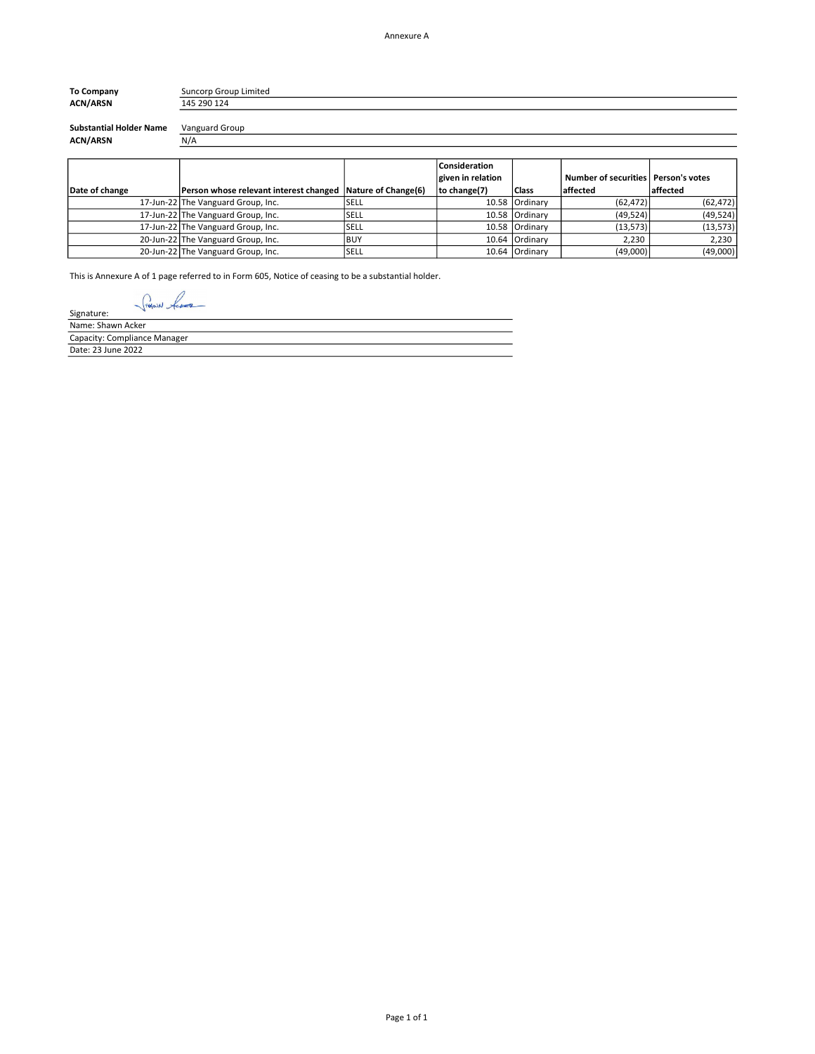Annexure A

| | |
|---|---|
| **To Company** | Suncorp Group Limited |
| **ACN/ARSN** | 145 290 124 |
| | |
| **Substantial Holder Name** | Vanguard Group |
| **ACN/ARSN** | N/A |

| Date of change | Person whose relevant interest changed | Nature of Change(6) | Consideration given in relation to change(7) | Class | Number of securities affected | Person's votes affected |
|---|---|---|---|---|---|---|
| 17-Jun-22 | The Vanguard Group, Inc. | SELL | 10.58 | Ordinary | (62,472) | (62,472) |
| 17-Jun-22 | The Vanguard Group, Inc. | SELL | 10.58 | Ordinary | (49,524) | (49,524) |
| 17-Jun-22 | The Vanguard Group, Inc. | SELL | 10.58 | Ordinary | (13,573) | (13,573) |
| 20-Jun-22 | The Vanguard Group, Inc. | BUY | 10.64 | Ordinary | 2,230 | 2,230 |
| 20-Jun-22 | The Vanguard Group, Inc. | SELL | 10.64 | Ordinary | (49,000) | (49,000) |

This is Annexure A of 1 page referred to in Form 605, Notice of ceasing to be a substantial holder.

Signature:

Name: Shawn Acker

Capacity: Compliance Manager

Date: 23 June 2022